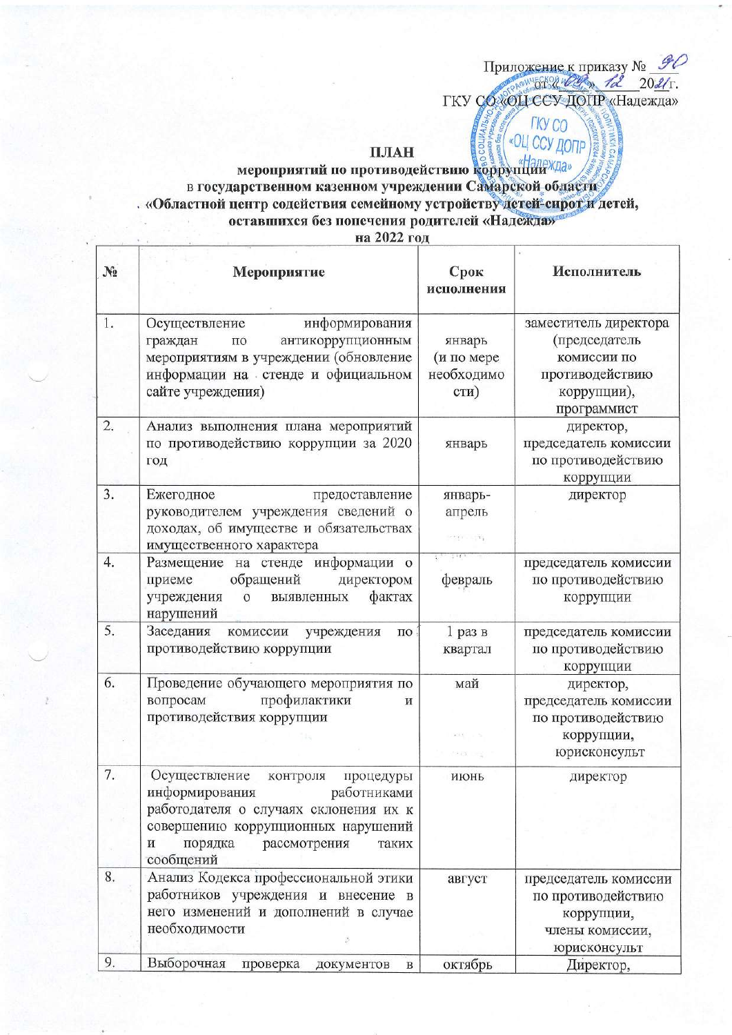Приложение к приказу № 90
от «01» 12 2021 г.
ГКУ СО «ОЦ ССУ ДОПР «Надежда»

**ПЛАН**
**мероприятий по противодействию коррупции**
**в государственном казенном учреждении Самарской области**
**«Областной центр содействия семейному устройству детей-сирот и детей, оставшихся без попечения родителей «Надежда»**
**на 2022 год**

| № | Мероприятие | Срок исполнения | Исполнитель |
|---|---|---|---|
| 1. | Осуществление информирования граждан по антикоррупционным мероприятиям в учреждении (обновление информации на стенде и официальном сайте учреждения) | январь (и по мере необходимости) | заместитель директора (председатель комиссии по противодействию коррупции), программист |
| 2. | Анализ выполнения плана мероприятий по противодействию коррупции за 2020 год | январь | директор, председатель комиссии по противодействию коррупции |
| 3. | Ежегодное предоставление руководителем учреждения сведений о доходах, об имуществе и обязательствах имущественного характера | январь-апрель | директор |
| 4. | Размещение на стенде информации о приеме обращений директором учреждения о выявленных фактах нарушений | февраль | председатель комиссии по противодействию коррупции |
| 5. | Заседания комиссии учреждения по противодействию коррупции | 1 раз в квартал | председатель комиссии по противодействию коррупции |
| 6. | Проведение обучающего мероприятия по вопросам профилактики и противодействия коррупции | май | директор, председатель комиссии по противодействию коррупции, юрисконсульт |
| 7. | Осуществление контроля процедуры информирования работниками работодателя о случаях склонения их к совершению коррупционных нарушений и порядка рассмотрения таких сообщений | июнь | директор |
| 8. | Анализ Кодекса профессиональной этики работников учреждения и внесение в него изменений и дополнений в случае необходимости | август | председатель комиссии по противодействию коррупции, члены комиссии, юрисконсульт |
| 9. | Выборочная проверка документов в | октябрь | Директор, |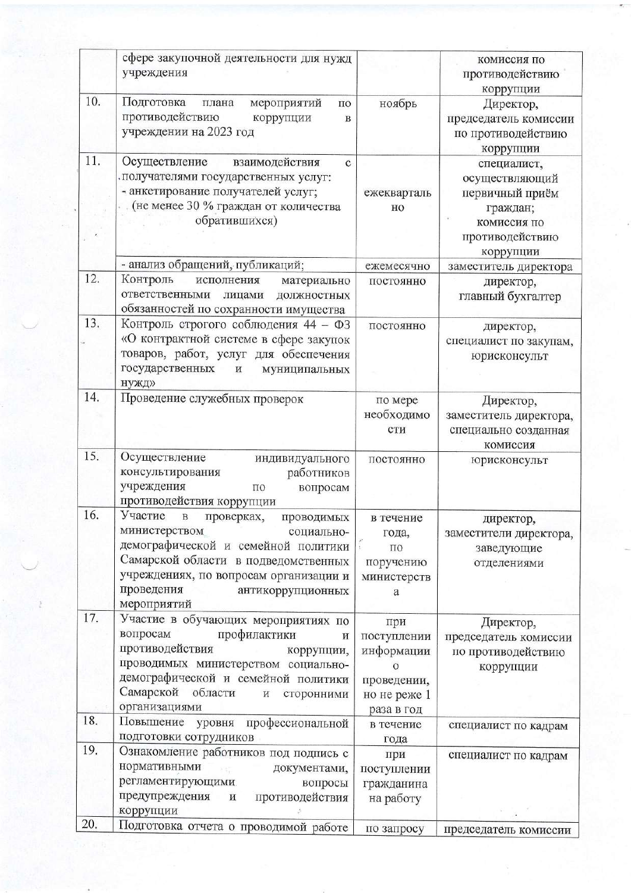| | | | |
|---|---|---|---|
| | сфере закупочной деятельности для нужд учреждения | | комиссия по противодействию коррупции |
| 10. | Подготовка плана мероприятий по противодействию коррупции в учреждении на 2023 год | ноябрь | Директор, председатель комиссии по противодействию коррупции |
| 11. | Осуществление взаимодействия с получателями государственных услуг:<br>- анкетирование получателей услуг;<br>(не менее 30 % граждан от количества обратившихся) | ежеквартально | специалист, осуществляющий первичный приём граждан;<br>комиссия по противодействию коррупции |
| | - анализ обращений, публикаций; | ежемесячно | заместитель директора |
| 12. | Контроль исполнения материально ответственными лицами должностных обязанностей по сохранности имущества | постоянно | директор,<br>главный бухгалтер |
| 13. | Контроль строгого соблюдения 44 – ФЗ «О контрактной системе в сфере закупок товаров, работ, услуг для обеспечения государственных и муниципальных нужд» | постоянно | директор,<br>специалист по закупам,<br>юрисконсульт |
| 14. | Проведение служебных проверок | по мере необходимости | Директор,<br>заместитель директора,<br>специально созданная комиссия |
| 15. | Осуществление индивидуального консультирования работников учреждения по вопросам противодействия коррупции | постоянно | юрисконсульт |
| 16. | Участие в проверках, проводимых министерством социально-демографической и семейной политики Самарской области в подведомственных учреждениях, по вопросам организации и проведения антикоррупционных мероприятий | в течение года,<br>по поручению министерства | директор,<br>заместители директора,<br>заведующие отделениями |
| 17. | Участие в обучающих мероприятиях по вопросам профилактики и противодействия коррупции, проводимых министерством социально-демографической и семейной политики Самарской области и сторонними организациями | при поступлении информации о проведении, но не реже 1 раза в год | Директор,<br>председатель комиссии по противодействию коррупции |
| 18. | Повышение уровня профессиональной подготовки сотрудников | в течение года | специалист по кадрам |
| 19. | Ознакомление работников под подпись с нормативными документами, регламентирующими вопросы предупреждения и противодействия коррупции | при поступлении гражданина на работу | специалист по кадрам |
| 20. | Подготовка отчета о проводимой работе | по запросу | председатель комиссии |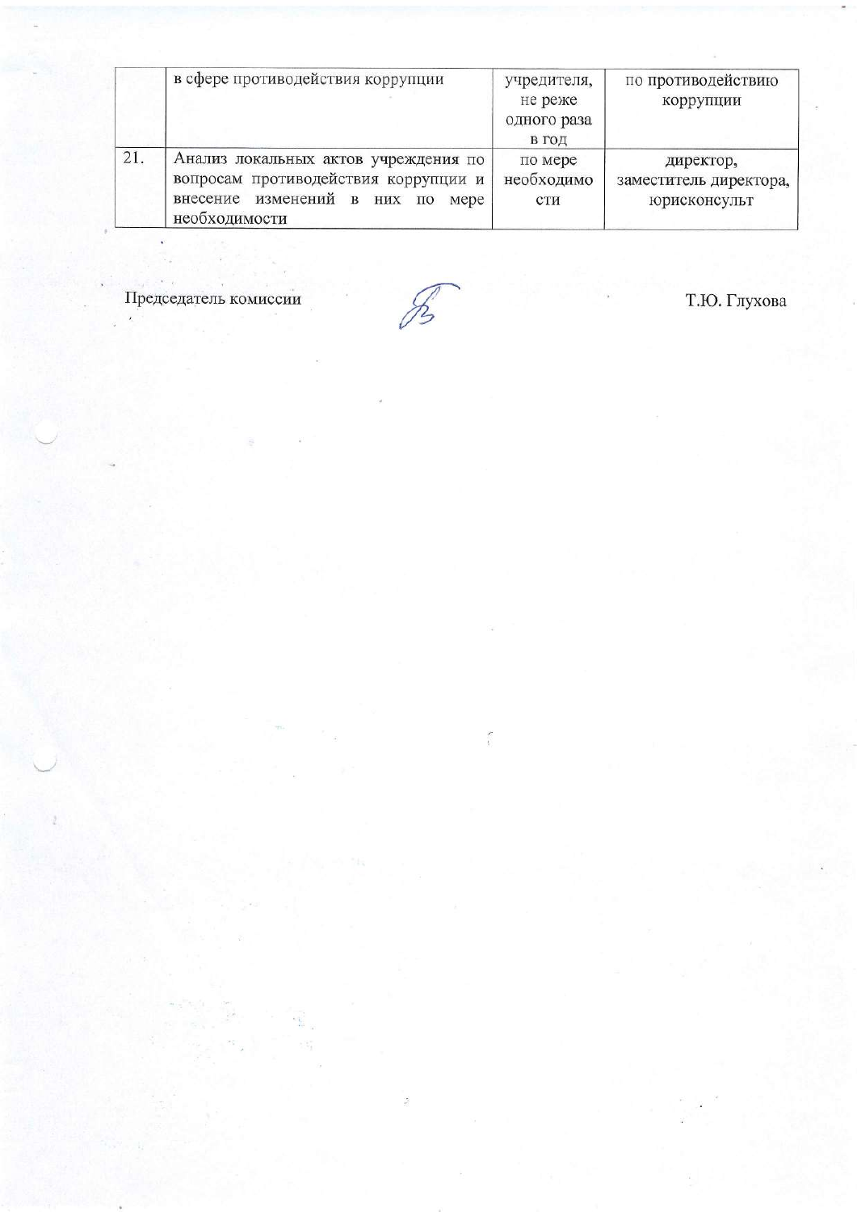| | | | |
|---|---|---|---|
| | в сфере противодействия коррупции | учредителя, не реже одного раза в год | по противодействию коррупции |
| 21. | Анализ локальных актов учреждения по вопросам противодействия коррупции и внесение изменений в них по мере необходимости | по мере необходимости | директор, заместитель директора, юрисконсульт |

Председатель комиссии Т.Ю. Глухова